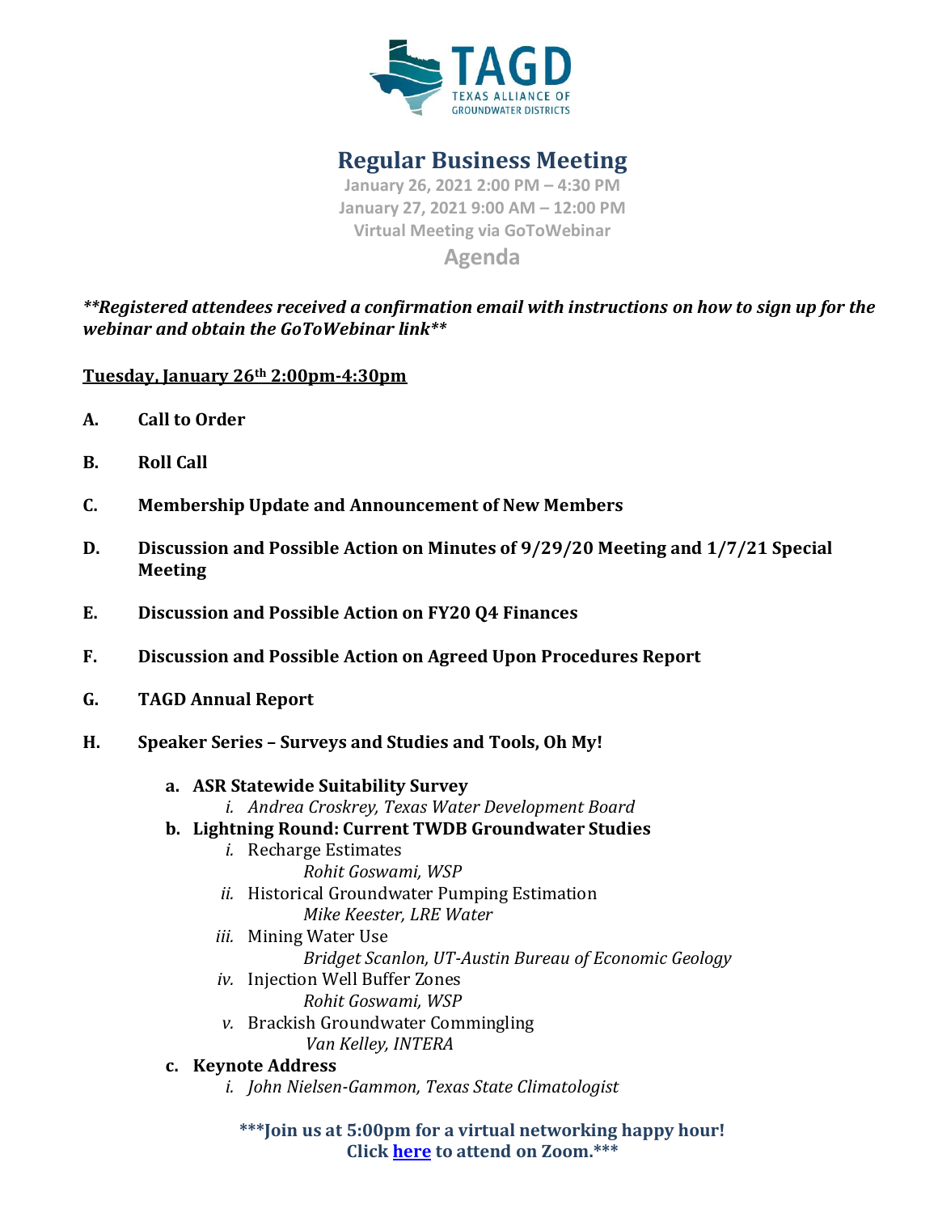# Regular Business Meeting

**January 26, 2021 2:00 PM – 4:30 PM**
**January 27, 2021 9:00 AM – 12:00 PM**
**Virtual Meeting via GoToWebinar**

## Agenda

***\*\*Registered attendees received a confirmation email with instructions on how to sign up for the webinar and obtain the GoToWebinar link\*\****

**Tuesday, January 26th 2:00pm-4:30pm**

**A. Call to Order**

**B. Roll Call**

**C. Membership Update and Announcement of New Members**

**D. Discussion and Possible Action on Minutes of 9/29/20 Meeting and 1/7/21 Special Meeting**

**E. Discussion and Possible Action on FY20 Q4 Finances**

**F. Discussion and Possible Action on Agreed Upon Procedures Report**

**G. TAGD Annual Report**

**H. Speaker Series – Surveys and Studies and Tools, Oh My!**

- **a. ASR Statewide Suitability Survey**
  - *i. Andrea Croskrey, Texas Water Development Board*
- **b. Lightning Round: Current TWDB Groundwater Studies**
  - i. Recharge Estimates
    - *Rohit Goswami, WSP*
  - ii. Historical Groundwater Pumping Estimation
    - *Mike Keester, LRE Water*
  - iii. Mining Water Use
    - *Bridget Scanlon, UT-Austin Bureau of Economic Geology*
  - iv. Injection Well Buffer Zones
    - *Rohit Goswami, WSP*
  - v. Brackish Groundwater Commingling
    - *Van Kelley, INTERA*
- **c. Keynote Address**
  - *i. John Nielsen-Gammon, Texas State Climatologist*

**\*\*\*Join us at 5:00pm for a virtual networking happy hour! Click here to attend on Zoom.\*\*\***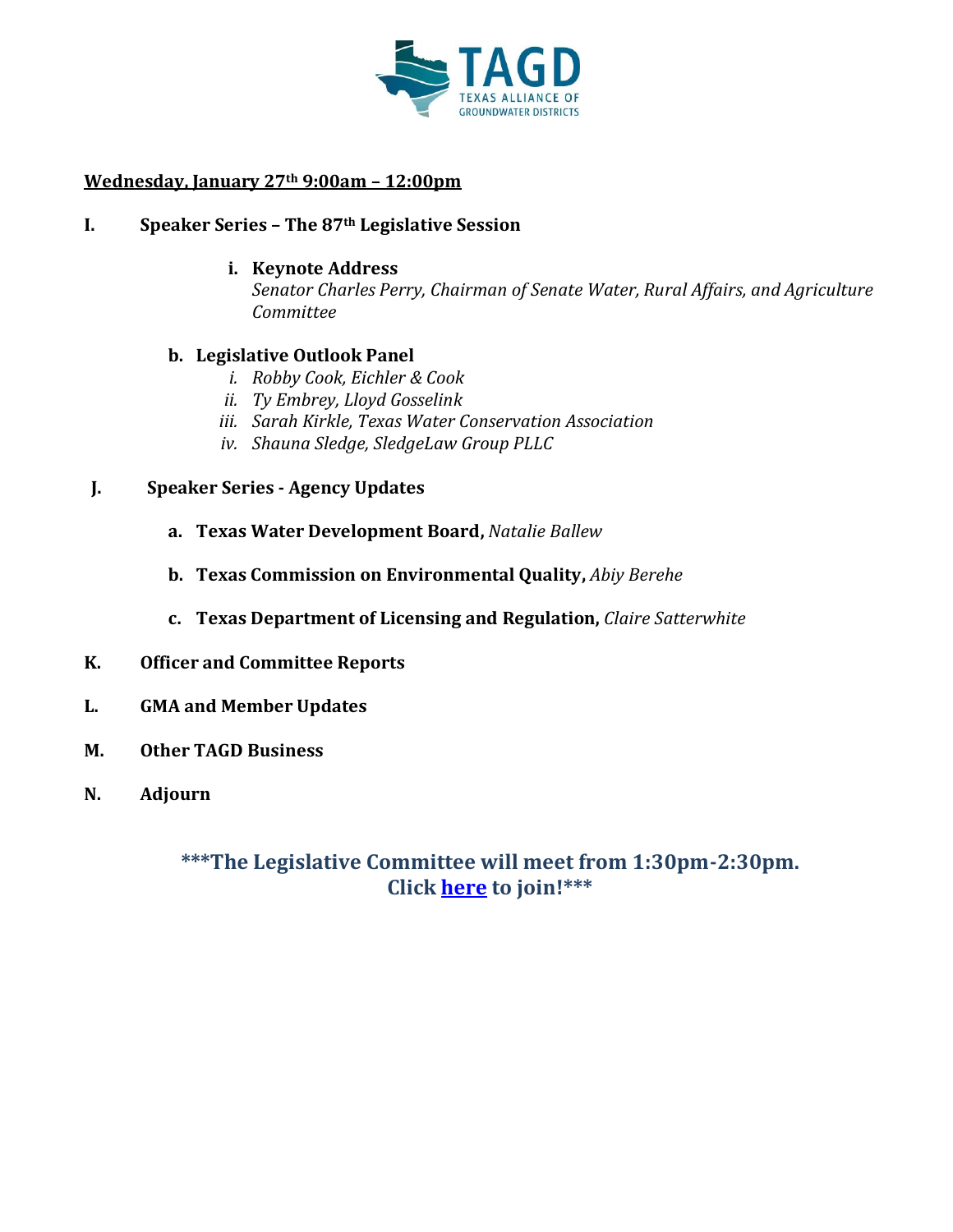**TAGD**
TEXAS ALLIANCE OF GROUNDWATER DISTRICTS

**Wednesday, January 27th 9:00am – 12:00pm**

**I. Speaker Series – The 87th Legislative Session**

- **i. Keynote Address**
  *Senator Charles Perry, Chairman of Senate Water, Rural Affairs, and Agriculture Committee*

- **b. Legislative Outlook Panel**
  - *i. Robby Cook, Eichler & Cook*
  - *ii. Ty Embrey, Lloyd Gosselink*
  - *iii. Sarah Kirkle, Texas Water Conservation Association*
  - *iv. Shauna Sledge, SledgeLaw Group PLLC*

**J. Speaker Series - Agency Updates**

- **a. Texas Water Development Board,** *Natalie Ballew*
- **b. Texas Commission on Environmental Quality,** *Abiy Berehe*
- **c. Texas Department of Licensing and Regulation,** *Claire Satterwhite*

**K. Officer and Committee Reports**

**L. GMA and Member Updates**

**M. Other TAGD Business**

**N. Adjourn**

**\*\*\*The Legislative Committee will meet from 1:30pm-2:30pm. Click here to join!\*\*\***